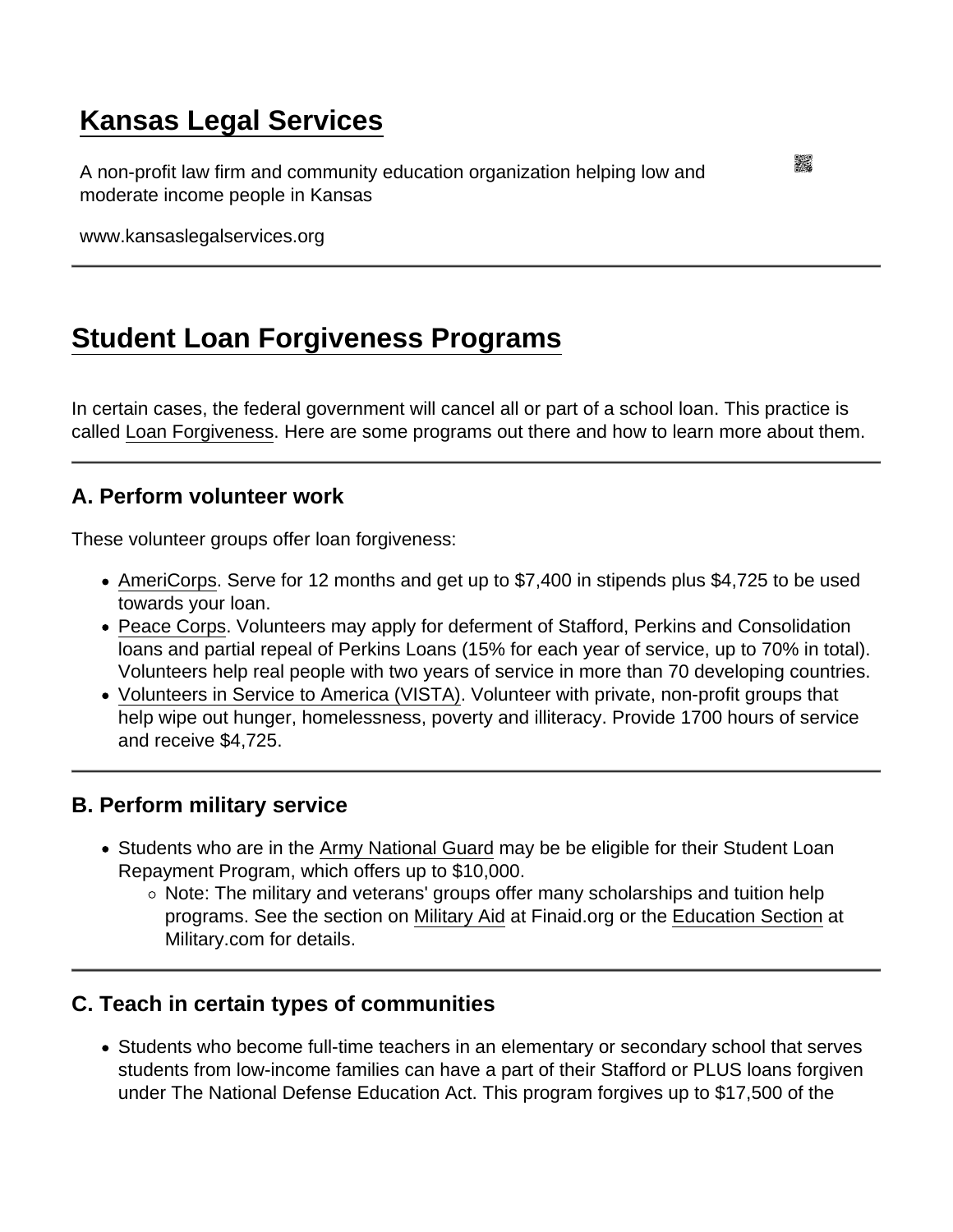# Kansas Legal Services

A non-profit law firm and community education organization helping low and moderate income people in Kansas

www.kansaslegalservices.org

---

## Student Loan Forgiveness Programs

In certain cases, the federal government will cancel all or part of a school loan. This practice is called Loan Forgiveness. Here are some programs out there and how to learn more about them.

---

### A. Perform volunteer work

These volunteer groups offer loan forgiveness:

- AmeriCorps. Serve for 12 months and get up to $7,400 in stipends plus $4,725 to be used towards your loan.
- Peace Corps. Volunteers may apply for deferment of Stafford, Perkins and Consolidation loans and partial repeal of Perkins Loans (15% for each year of service, up to 70% in total). Volunteers help real people with two years of service in more than 70 developing countries.
- Volunteers in Service to America (VISTA). Volunteer with private, non-profit groups that help wipe out hunger, homelessness, poverty and illiteracy. Provide 1700 hours of service and receive $4,725.

---

### B. Perform military service

- Students who are in the Army National Guard may be be eligible for their Student Loan Repayment Program, which offers up to $10,000.
  - Note: The military and veterans' groups offer many scholarships and tuition help programs. See the section on Military Aid at Finaid.org or the Education Section at Military.com for details.

---

### C. Teach in certain types of communities

- Students who become full-time teachers in an elementary or secondary school that serves students from low-income families can have a part of their Stafford or PLUS loans forgiven under The National Defense Education Act. This program forgives up to $17,500 of the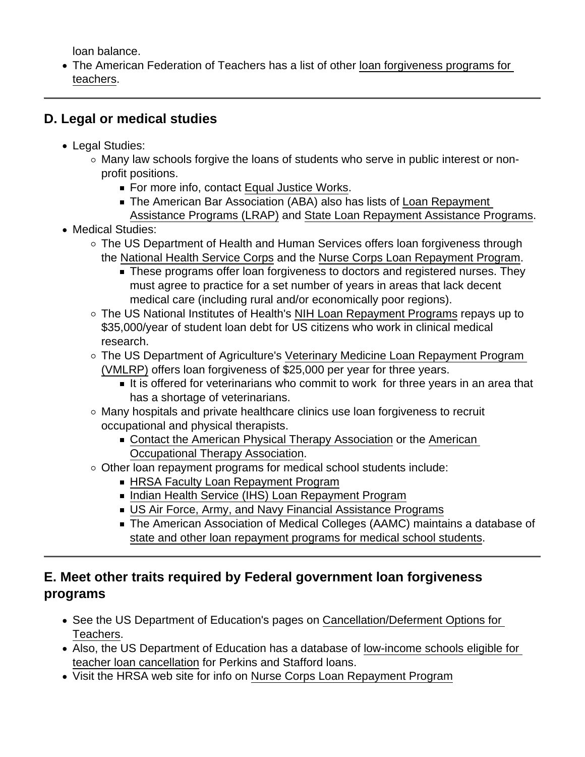loan balance.

- The American Federation of Teachers has a list of other loan forgiveness programs for teachers.

---

## D. Legal or medical studies

- Legal Studies:
  - Many law schools forgive the loans of students who serve in public interest or non-profit positions.
    - For more info, contact Equal Justice Works.
    - The American Bar Association (ABA) also has lists of Loan Repayment Assistance Programs (LRAP) and State Loan Repayment Assistance Programs.
- Medical Studies:
  - The US Department of Health and Human Services offers loan forgiveness through the National Health Service Corps and the Nurse Corps Loan Repayment Program.
    - These programs offer loan forgiveness to doctors and registered nurses. They must agree to practice for a set number of years in areas that lack decent medical care (including rural and/or economically poor regions).
  - The US National Institutes of Health's NIH Loan Repayment Programs repays up to $35,000/year of student loan debt for US citizens who work in clinical medical research.
  - The US Department of Agriculture's Veterinary Medicine Loan Repayment Program (VMLRP) offers loan forgiveness of $25,000 per year for three years.
    - It is offered for veterinarians who commit to work for three years in an area that has a shortage of veterinarians.
  - Many hospitals and private healthcare clinics use loan forgiveness to recruit occupational and physical therapists.
    - Contact the American Physical Therapy Association or the American Occupational Therapy Association.
  - Other loan repayment programs for medical school students include:
    - HRSA Faculty Loan Repayment Program
    - Indian Health Service (IHS) Loan Repayment Program
    - US Air Force, Army, and Navy Financial Assistance Programs
    - The American Association of Medical Colleges (AAMC) maintains a database of state and other loan repayment programs for medical school students.

---

## E. Meet other traits required by Federal government loan forgiveness programs

- See the US Department of Education's pages on Cancellation/Deferment Options for Teachers.
- Also, the US Department of Education has a database of low-income schools eligible for teacher loan cancellation for Perkins and Stafford loans.
- Visit the HRSA web site for info on Nurse Corps Loan Repayment Program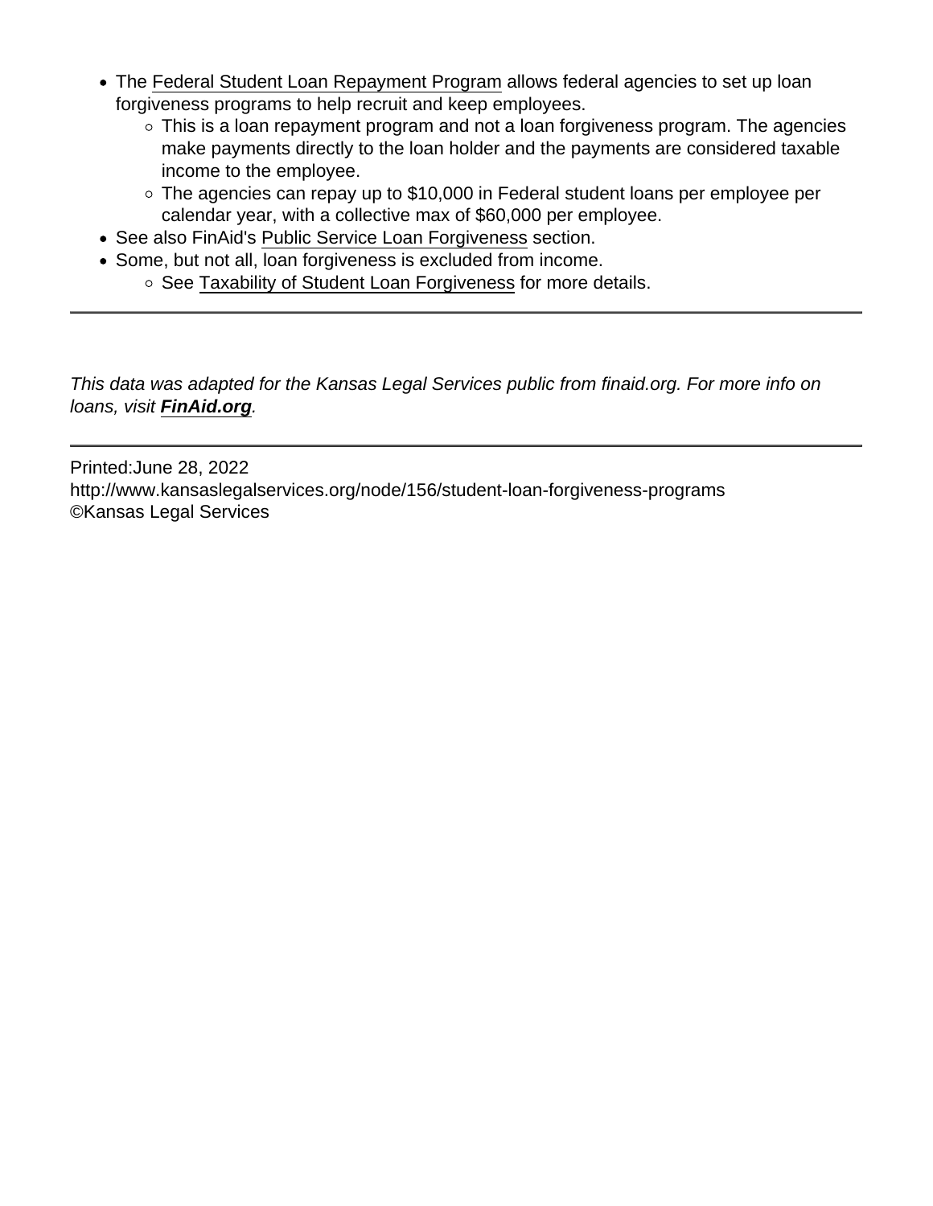- The Federal Student Loan Repayment Program allows federal agencies to set up loan forgiveness programs to help recruit and keep employees.
  - This is a loan repayment program and not a loan forgiveness program. The agencies make payments directly to the loan holder and the payments are considered taxable income to the employee.
  - The agencies can repay up to $10,000 in Federal student loans per employee per calendar year, with a collective max of $60,000 per employee.
- See also FinAid's Public Service Loan Forgiveness section.
- Some, but not all, loan forgiveness is excluded from income.
  - See Taxability of Student Loan Forgiveness for more details.

---

*This data was adapted for the Kansas Legal Services public from finaid.org. For more info on loans, visit **FinAid.org**.*

---

Printed:June 28, 2022
http://www.kansaslegalservices.org/node/156/student-loan-forgiveness-programs
©Kansas Legal Services